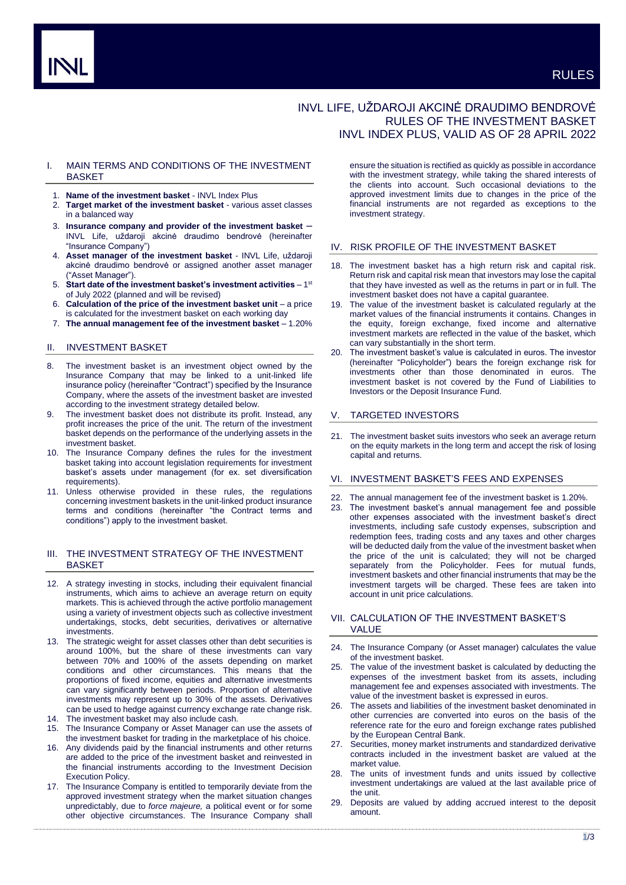# RULES

## INVL LIFE, UŽDAROJI AKCINĖ DRAUDIMO BENDROVĖ RULES OF THE INVESTMENT BASKET INVL INDEX PLUS, VALID AS OF 28 APRIL 2022

## I. MAIN TERMS AND CONDITIONS OF THE INVESTMENT BASKET

1. **Name of the investment basket** - INVL Index Plus
2. **Target market of the investment basket** - various asset classes in a balanced way
3. **Insurance company and provider of the investment basket** – INVL Life, uždaroji akcinė draudimo bendrovė (hereinafter "Insurance Company")
4. **Asset manager of the investment basket** - INVL Life, uždaroji akcinė draudimo bendrovė or assigned another asset manager ("Asset Manager").
5. **Start date of the investment basket's investment activities** – 1st of July 2022 (planned and will be revised)
6. **Calculation of the price of the investment basket unit** – a price is calculated for the investment basket on each working day
7. **The annual management fee of the investment basket** – 1.20%

## II. INVESTMENT BASKET

8. The investment basket is an investment object owned by the Insurance Company that may be linked to a unit-linked life insurance policy (hereinafter "Contract") specified by the Insurance Company, where the assets of the investment basket are invested according to the investment strategy detailed below.
9. The investment basket does not distribute its profit. Instead, any profit increases the price of the unit. The return of the investment basket depends on the performance of the underlying assets in the investment basket.
10. The Insurance Company defines the rules for the investment basket taking into account legislation requirements for investment basket's assets under management (for ex. set diversification requirements).
11. Unless otherwise provided in these rules, the regulations concerning investment baskets in the unit-linked product insurance terms and conditions (hereinafter "the Contract terms and conditions") apply to the investment basket.

## III. THE INVESTMENT STRATEGY OF THE INVESTMENT BASKET

12. A strategy investing in stocks, including their equivalent financial instruments, which aims to achieve an average return on equity markets. This is achieved through the active portfolio management using a variety of investment objects such as collective investment undertakings, stocks, debt securities, derivatives or alternative investments.
13. The strategic weight for asset classes other than debt securities is around 100%, but the share of these investments can vary between 70% and 100% of the assets depending on market conditions and other circumstances. This means that the proportions of fixed income, equities and alternative investments can vary significantly between periods. Proportion of alternative investments may represent up to 30% of the assets. Derivatives can be used to hedge against currency exchange rate change risk.
14. The investment basket may also include cash.
15. The Insurance Company or Asset Manager can use the assets of the investment basket for trading in the marketplace of his choice.
16. Any dividends paid by the financial instruments and other returns are added to the price of the investment basket and reinvested in the financial instruments according to the Investment Decision Execution Policy.
17. The Insurance Company is entitled to temporarily deviate from the approved investment strategy when the market situation changes unpredictably, due to *force majeure,* a political event or for some other objective circumstances. The Insurance Company shall ensure the situation is rectified as quickly as possible in accordance with the investment strategy, while taking the shared interests of the clients into account. Such occasional deviations to the approved investment limits due to changes in the price of the financial instruments are not regarded as exceptions to the investment strategy.

## IV. RISK PROFILE OF THE INVESTMENT BASKET

18. The investment basket has a high return risk and capital risk. Return risk and capital risk mean that investors may lose the capital that they have invested as well as the returns in part or in full. The investment basket does not have a capital guarantee.
19. The value of the investment basket is calculated regularly at the market values of the financial instruments it contains. Changes in the equity, foreign exchange, fixed income and alternative investment markets are reflected in the value of the basket, which can vary substantially in the short term.
20. The investment basket's value is calculated in euros. The investor (hereinafter "Policyholder") bears the foreign exchange risk for investments other than those denominated in euros. The investment basket is not covered by the Fund of Liabilities to Investors or the Deposit Insurance Fund.

## V. TARGETED INVESTORS

21. The investment basket suits investors who seek an average return on the equity markets in the long term and accept the risk of losing capital and returns.

## VI. INVESTMENT BASKET'S FEES AND EXPENSES

22. The annual management fee of the investment basket is 1.20%.
23. The investment basket's annual management fee and possible other expenses associated with the investment basket's direct investments, including safe custody expenses, subscription and redemption fees, trading costs and any taxes and other charges will be deducted daily from the value of the investment basket when the price of the unit is calculated; they will not be charged separately from the Policyholder. Fees for mutual funds, investment baskets and other financial instruments that may be the investment targets will be charged. These fees are taken into account in unit price calculations.

## VII. CALCULATION OF THE INVESTMENT BASKET'S VALUE

24. The Insurance Company (or Asset manager) calculates the value of the investment basket.
25. The value of the investment basket is calculated by deducting the expenses of the investment basket from its assets, including management fee and expenses associated with investments. The value of the investment basket is expressed in euros.
26. The assets and liabilities of the investment basket denominated in other currencies are converted into euros on the basis of the reference rate for the euro and foreign exchange rates published by the European Central Bank.
27. Securities, money market instruments and standardized derivative contracts included in the investment basket are valued at the market value.
28. The units of investment funds and units issued by collective investment undertakings are valued at the last available price of the unit.
29. Deposits are valued by adding accrued interest to the deposit amount.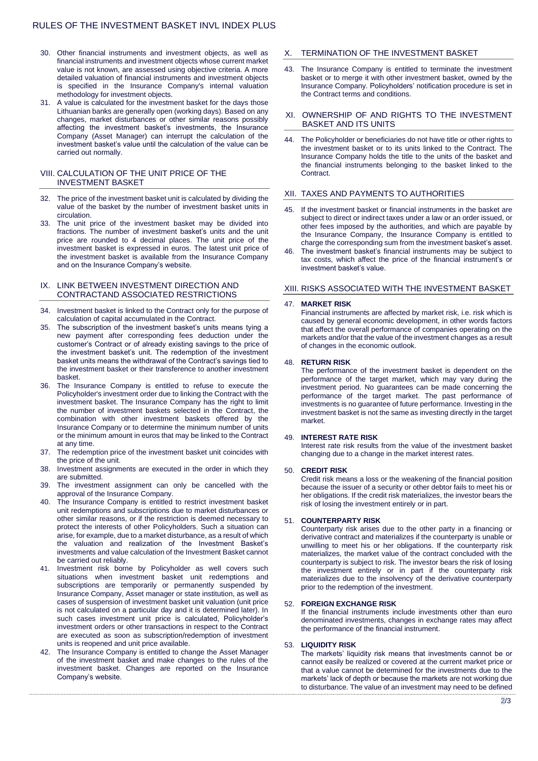30. Other financial instruments and investment objects, as well as financial instruments and investment objects whose current market value is not known, are assessed using objective criteria. A more detailed valuation of financial instruments and investment objects is specified in the Insurance Company's internal valuation methodology for investment objects.
31. A value is calculated for the investment basket for the days those Lithuanian banks are generally open (working days). Based on any changes, market disturbances or other similar reasons possibly affecting the investment basket's investments, the Insurance Company (Asset Manager) can interrupt the calculation of the investment basket's value until the calculation of the value can be carried out normally.

## VIII. CALCULATION OF THE UNIT PRICE OF THE INVESTMENT BASKET

32. The price of the investment basket unit is calculated by dividing the value of the basket by the number of investment basket units in circulation.
33. The unit price of the investment basket may be divided into fractions. The number of investment basket's units and the unit price are rounded to 4 decimal places. The unit price of the investment basket is expressed in euros. The latest unit price of the investment basket is available from the Insurance Company and on the Insurance Company's website.

## IX. LINK BETWEEN INVESTMENT DIRECTION AND CONTRACTAND ASSOCIATED RESTRICTIONS

34. Investment basket is linked to the Contract only for the purpose of calculation of capital accumulated in the Contract.
35. The subscription of the investment basket's units means tying a new payment after corresponding fees deduction under the customer's Contract or of already existing savings to the price of the investment basket's unit. The redemption of the investment basket units means the withdrawal of the Contract's savings tied to the investment basket or their transference to another investment basket.
36. The Insurance Company is entitled to refuse to execute the Policyholder's investment order due to linking the Contract with the investment basket. The Insurance Company has the right to limit the number of investment baskets selected in the Contract, the combination with other investment baskets offered by the Insurance Company or to determine the minimum number of units or the minimum amount in euros that may be linked to the Contract at any time.
37. The redemption price of the investment basket unit coincides with the price of the unit.
38. Investment assignments are executed in the order in which they are submitted.
39. The investment assignment can only be cancelled with the approval of the Insurance Company.
40. The Insurance Company is entitled to restrict investment basket unit redemptions and subscriptions due to market disturbances or other similar reasons, or if the restriction is deemed necessary to protect the interests of other Policyholders. Such a situation can arise, for example, due to a market disturbance, as a result of which the valuation and realization of the Investment Basket's investments and value calculation of the Investment Basket cannot be carried out reliably.
41. Investment risk borne by Policyholder as well covers such situations when investment basket unit redemptions and subscriptions are temporarily or permanently suspended by Insurance Company, Asset manager or state institution, as well as cases of suspension of investment basket unit valuation (unit price is not calculated on a particular day and it is determined later). In such cases investment unit price is calculated, Policyholder's investment orders or other transactions in respect to the Contract are executed as soon as subscription/redemption of investment units is reopened and unit price available.
42. The Insurance Company is entitled to change the Asset Manager of the investment basket and make changes to the rules of the investment basket. Changes are reported on the Insurance Company's website.

## X. TERMINATION OF THE INVESTMENT BASKET

43. The Insurance Company is entitled to terminate the investment basket or to merge it with other investment basket, owned by the Insurance Company. Policyholders' notification procedure is set in the Contract terms and conditions.

## XI. OWNERSHIP OF AND RIGHTS TO THE INVESTMENT BASKET AND ITS UNITS

44. The Policyholder or beneficiaries do not have title or other rights to the investment basket or to its units linked to the Contract. The Insurance Company holds the title to the units of the basket and the financial instruments belonging to the basket linked to the Contract.

## XII. TAXES AND PAYMENTS TO AUTHORITIES

45. If the investment basket or financial instruments in the basket are subject to direct or indirect taxes under a law or an order issued, or other fees imposed by the authorities, and which are payable by the Insurance Company, the Insurance Company is entitled to charge the corresponding sum from the investment basket's asset.
46. The investment basket's financial instruments may be subject to tax costs, which affect the price of the financial instrument's or investment basket's value.

## XIII. RISKS ASSOCIATED WITH THE INVESTMENT BASKET

47. **MARKET RISK**
    Financial instruments are affected by market risk, i.e. risk which is caused by general economic development, in other words factors that affect the overall performance of companies operating on the markets and/or that the value of the investment changes as a result of changes in the economic outlook.

48. **RETURN RISK**
    The performance of the investment basket is dependent on the performance of the target market, which may vary during the investment period. No guarantees can be made concerning the performance of the target market. The past performance of investments is no guarantee of future performance. Investing in the investment basket is not the same as investing directly in the target market.

49. **INTEREST RATE RISK**
    Interest rate risk results from the value of the investment basket changing due to a change in the market interest rates.

50. **CREDIT RISK**
    Credit risk means a loss or the weakening of the financial position because the issuer of a security or other debtor fails to meet his or her obligations. If the credit risk materializes, the investor bears the risk of losing the investment entirely or in part.

51. **COUNTERPARTY RISK**
    Counterparty risk arises due to the other party in a financing or derivative contract and materializes if the counterparty is unable or unwilling to meet his or her obligations. If the counterparty risk materializes, the market value of the contract concluded with the counterparty is subject to risk. The investor bears the risk of losing the investment entirely or in part if the counterparty risk materializes due to the insolvency of the derivative counterparty prior to the redemption of the investment.

52. **FOREIGN EXCHANGE RISK**
    If the financial instruments include investments other than euro denominated investments, changes in exchange rates may affect the performance of the financial instrument.

53. **LIQUIDITY RISK**
    The markets' liquidity risk means that investments cannot be or cannot easily be realized or covered at the current market price or that a value cannot be determined for the investments due to the markets' lack of depth or because the markets are not working due to disturbance. The value of an investment may need to be defined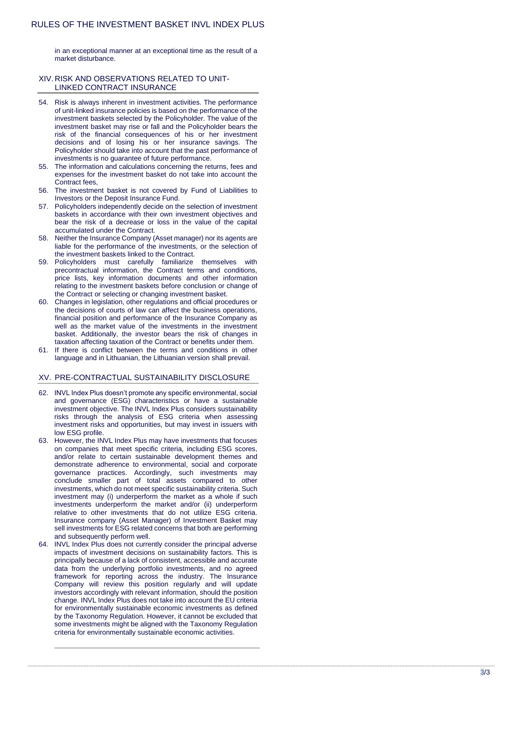in an exceptional manner at an exceptional time as the result of a market disturbance.

## XIV. RISK AND OBSERVATIONS RELATED TO UNIT-LINKED CONTRACT INSURANCE

54. Risk is always inherent in investment activities. The performance of unit-linked insurance policies is based on the performance of the investment baskets selected by the Policyholder. The value of the investment basket may rise or fall and the Policyholder bears the risk of the financial consequences of his or her investment decisions and of losing his or her insurance savings. The Policyholder should take into account that the past performance of investments is no guarantee of future performance.
55. The information and calculations concerning the returns, fees and expenses for the investment basket do not take into account the Contract fees,
56. The investment basket is not covered by Fund of Liabilities to Investors or the Deposit Insurance Fund.
57. Policyholders independently decide on the selection of investment baskets in accordance with their own investment objectives and bear the risk of a decrease or loss in the value of the capital accumulated under the Contract.
58. Neither the Insurance Company (Asset manager) nor its agents are liable for the performance of the investments, or the selection of the investment baskets linked to the Contract.
59. Policyholders must carefully familiarize themselves with precontractual information, the Contract terms and conditions, price lists, key information documents and other information relating to the investment baskets before conclusion or change of the Contract or selecting or changing investment basket.
60. Changes in legislation, other regulations and official procedures or the decisions of courts of law can affect the business operations, financial position and performance of the Insurance Company as well as the market value of the investments in the investment basket. Additionally, the investor bears the risk of changes in taxation affecting taxation of the Contract or benefits under them.
61. If there is conflict between the terms and conditions in other language and in Lithuanian, the Lithuanian version shall prevail.

## XV. PRE-CONTRACTUAL SUSTAINABILITY DISCLOSURE

62. INVL Index Plus doesn't promote any specific environmental, social and governance (ESG) characteristics or have a sustainable investment objective. The INVL Index Plus considers sustainability risks through the analysis of ESG criteria when assessing investment risks and opportunities, but may invest in issuers with low ESG profile.
63. However, the INVL Index Plus may have investments that focuses on companies that meet specific criteria, including ESG scores, and/or relate to certain sustainable development themes and demonstrate adherence to environmental, social and corporate governance practices. Accordingly, such investments may conclude smaller part of total assets compared to other investments, which do not meet specific sustainability criteria. Such investment may (i) underperform the market as a whole if such investments underperform the market and/or (ii) underperform relative to other investments that do not utilize ESG criteria. Insurance company (Asset Manager) of Investment Basket may sell investments for ESG related concerns that both are performing and subsequently perform well.
64. INVL Index Plus does not currently consider the principal adverse impacts of investment decisions on sustainability factors. This is principally because of a lack of consistent, accessible and accurate data from the underlying portfolio investments, and no agreed framework for reporting across the industry. The Insurance Company will review this position regularly and will update investors accordingly with relevant information, should the position change. INVL Index Plus does not take into account the EU criteria for environmentally sustainable economic investments as defined by the Taxonomy Regulation. However, it cannot be excluded that some investments might be aligned with the Taxonomy Regulation criteria for environmentally sustainable economic activities.